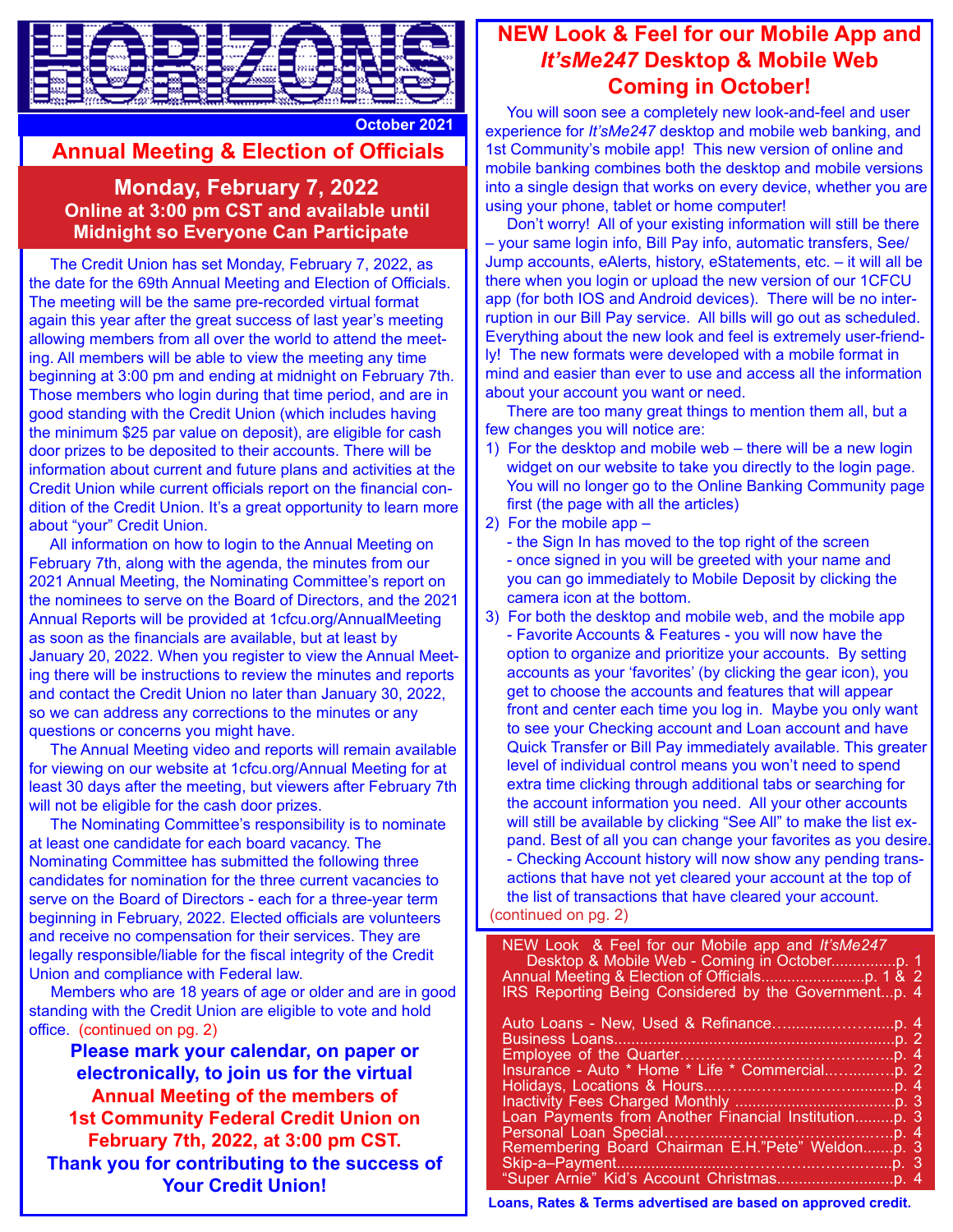# HORIZONS

October 2021

## Annual Meeting & Election of Officials

### Monday, February 7, 2022
**Online at 3:00 pm CST and available until Midnight so Everyone Can Participate**

The Credit Union has set Monday, February 7, 2022, as the date for the 69th Annual Meeting and Election of Officials. The meeting will be the same pre-recorded virtual format again this year after the great success of last year's meeting allowing members from all over the world to attend the meeting. All members will be able to view the meeting any time beginning at 3:00 pm and ending at midnight on February 7th. Those members who login during that time period, and are in good standing with the Credit Union (which includes having the minimum $25 par value on deposit), are eligible for cash door prizes to be deposited to their accounts. There will be information about current and future plans and activities at the Credit Union while current officials report on the financial condition of the Credit Union. It's a great opportunity to learn more about "your" Credit Union.

All information on how to login to the Annual Meeting on February 7th, along with the agenda, the minutes from our 2021 Annual Meeting, the Nominating Committee's report on the nominees to serve on the Board of Directors, and the 2021 Annual Reports will be provided at 1cfcu.org/AnnualMeeting as soon as the financials are available, but at least by January 20, 2022. When you register to view the Annual Meeting there will be instructions to review the minutes and reports and contact the Credit Union no later than January 30, 2022, so we can address any corrections to the minutes or any questions or concerns you might have.

The Annual Meeting video and reports will remain available for viewing on our website at 1cfcu.org/Annual Meeting for at least 30 days after the meeting, but viewers after February 7th will not be eligible for the cash door prizes.

The Nominating Committee's responsibility is to nominate at least one candidate for each board vacancy. The Nominating Committee has submitted the following three candidates for nomination for the three current vacancies to serve on the Board of Directors - each for a three-year term beginning in February, 2022. Elected officials are volunteers and receive no compensation for their services. They are legally responsible/liable for the fiscal integrity of the Credit Union and compliance with Federal law.

Members who are 18 years of age or older and are in good standing with the Credit Union are eligible to vote and hold office. (continued on pg. 2)

**Please mark your calendar, on paper or electronically, to join us for the virtual Annual Meeting of the members of 1st Community Federal Credit Union on February 7th, 2022, at 3:00 pm CST. Thank you for contributing to the success of Your Credit Union!**

## NEW Look & Feel for our Mobile App and *It'sMe247* Desktop & Mobile Web Coming in October!

You will soon see a completely new look-and-feel and user experience for *It'sMe247* desktop and mobile web banking, and 1st Community's mobile app! This new version of online and mobile banking combines both the desktop and mobile versions into a single design that works on every device, whether you are using your phone, tablet or home computer!

Don't worry! All of your existing information will still be there – your same login info, Bill Pay info, automatic transfers, See/Jump accounts, eAlerts, history, eStatements, etc. – it will all be there when you login or upload the new version of our 1CFCU app (for both IOS and Android devices). There will be no interruption in our Bill Pay service. All bills will go out as scheduled. Everything about the new look and feel is extremely user-friendly! The new formats were developed with a mobile format in mind and easier than ever to use and access all the information about your account you want or need.

There are too many great things to mention them all, but a few changes you will notice are:

1) For the desktop and mobile web – there will be a new login widget on our website to take you directly to the login page. You will no longer go to the Online Banking Community page first (the page with all the articles)
2) For the mobile app –
   - the Sign In has moved to the top right of the screen
   - once signed in you will be greeted with your name and you can go immediately to Mobile Deposit by clicking the camera icon at the bottom.
3) For both the desktop and mobile web, and the mobile app
   - Favorite Accounts & Features - you will now have the option to organize and prioritize your accounts. By setting accounts as your 'favorites' (by clicking the gear icon), you get to choose the accounts and features that will appear front and center each time you log in. Maybe you only want to see your Checking account and Loan account and have Quick Transfer or Bill Pay immediately available. This greater level of individual control means you won't need to spend extra time clicking through additional tabs or searching for the account information you need. All your other accounts will still be available by clicking "See All" to make the list expand. Best of all you can change your favorites as you desire.
   - Checking Account history will now show any pending transactions that have not yet cleared your account at the top of the list of transactions that have cleared your account.

(continued on pg. 2)

NEW Look & Feel for our Mobile app and *It'sMe247* Desktop & Mobile Web - Coming in October...............p. 1
Annual Meeting & Election of Officials........................p. 1 & 2
IRS Reporting Being Considered by the Government...p. 4

Auto Loans - New, Used & Refinance.........................p. 4
Business Loans...............................................................p. 2
Employee of the Quarter................................................p. 4
Insurance - Auto * Home * Life * Commercial...............p. 2
Holidays, Locations & Hours..........................................p. 4
Inactivity Fees Charged Monthly ....................................p. 3
Loan Payments from Another Financial Institution.........p. 3
Personal Loan Special....................................................p. 4
Remembering Board Chairman E.H."Pete" Weldon.......p. 3
Skip-a–Payment..............................................................p. 3
"Super Arnie" Kid's Account Christmas...........................p. 4

**Loans, Rates & Terms advertised are based on approved credit.**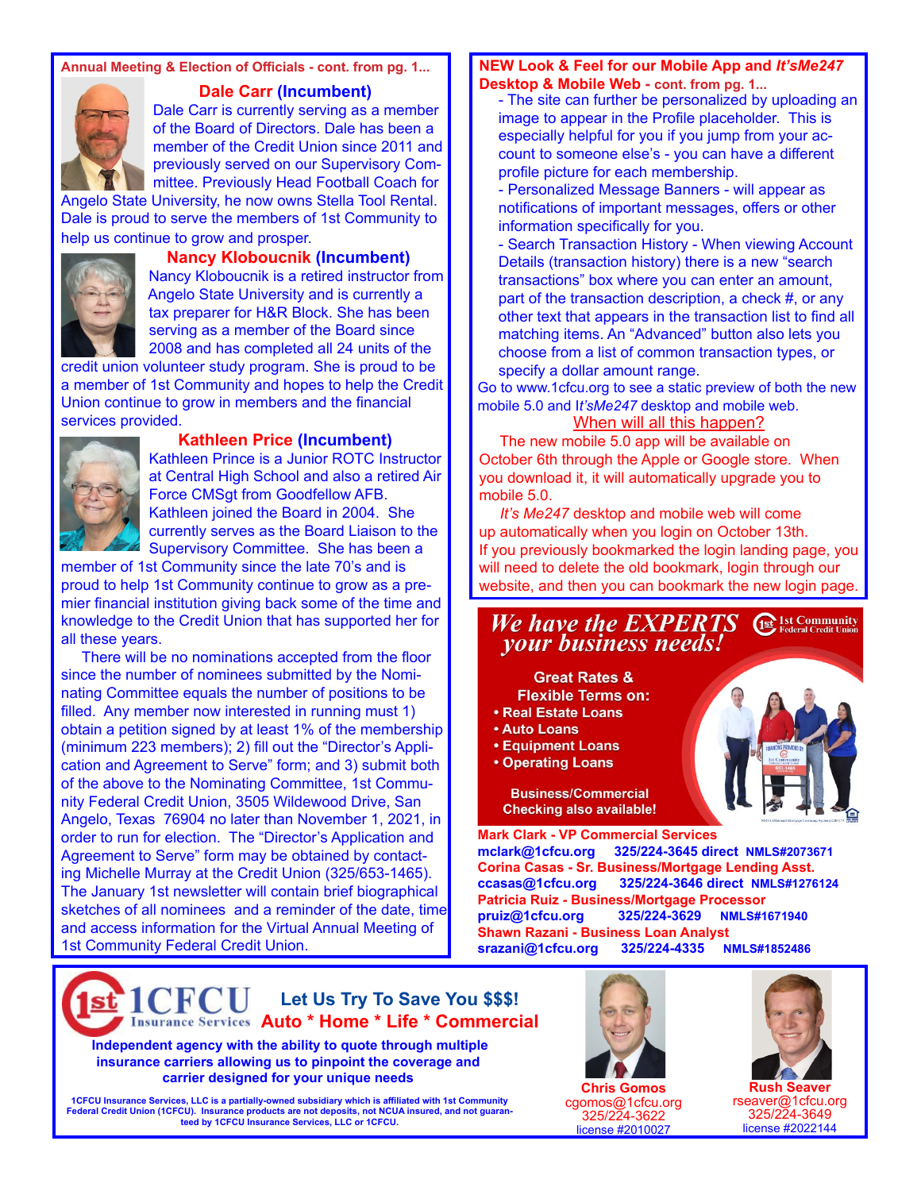## Annual Meeting & Election of Officials - cont. from pg. 1...

### Dale Carr (Incumbent)

Dale Carr is currently serving as a member of the Board of Directors. Dale has been a member of the Credit Union since 2011 and previously served on our Supervisory Committee. Previously Head Football Coach for Angelo State University, he now owns Stella Tool Rental. Dale is proud to serve the members of 1st Community to help us continue to grow and prosper.

### Nancy Kloboucnik (Incumbent)

Nancy Kloboucnik is a retired instructor from Angelo State University and is currently a tax preparer for H&R Block. She has been serving as a member of the Board since 2008 and has completed all 24 units of the credit union volunteer study program. She is proud to be a member of 1st Community and hopes to help the Credit Union continue to grow in members and the financial services provided.

### Kathleen Price (Incumbent)

Kathleen Prince is a Junior ROTC Instructor at Central High School and also a retired Air Force CMSgt from Goodfellow AFB. Kathleen joined the Board in 2004. She currently serves as the Board Liaison to the Supervisory Committee. She has been a member of 1st Community since the late 70's and is proud to help 1st Community continue to grow as a premier financial institution giving back some of the time and knowledge to the Credit Union that has supported her for all these years.

There will be no nominations accepted from the floor since the number of nominees submitted by the Nominating Committee equals the number of positions to be filled. Any member now interested in running must 1) obtain a petition signed by at least 1% of the membership (minimum 223 members); 2) fill out the "Director's Application and Agreement to Serve" form; and 3) submit both of the above to the Nominating Committee, 1st Community Federal Credit Union, 3505 Wildewood Drive, San Angelo, Texas 76904 no later than November 1, 2021, in order to run for election. The "Director's Application and Agreement to Serve" form may be obtained by contacting Michelle Murray at the Credit Union (325/653-1465). The January 1st newsletter will contain brief biographical sketches of all nominees and a reminder of the date, time and access information for the Virtual Annual Meeting of 1st Community Federal Credit Union.

## NEW Look & Feel for our Mobile App and *It'sMe247* Desktop & Mobile Web - cont. from pg. 1...

- The site can further be personalized by uploading an image to appear in the Profile placeholder. This is especially helpful for you if you jump from your account to someone else's - you can have a different profile picture for each membership.
- Personalized Message Banners - will appear as notifications of important messages, offers or other information specifically for you.
- Search Transaction History - When viewing Account Details (transaction history) there is a new "search transactions" box where you can enter an amount, part of the transaction description, a check #, or any other text that appears in the transaction list to find all matching items. An "Advanced" button also lets you choose from a list of common transaction types, or specify a dollar amount range.

Go to www.1cfcu.org to see a static preview of both the new mobile 5.0 and I*t'sMe247* desktop and mobile web.

**When will all this happen?**

The new mobile 5.0 app will be available on October 6th through the Apple or Google store. When you download it, it will automatically upgrade you to mobile 5.0.

*It's Me247* desktop and mobile web will come up automatically when you login on October 13th. If you previously bookmarked the login landing page, you will need to delete the old bookmark, login through our website, and then you can bookmark the new login page.

## We have the EXPERTS your business needs!

1st Community Federal Credit Union

**Great Rates & Flexible Terms on:**

- Real Estate Loans
- Auto Loans
- Equipment Loans
- Operating Loans

**Business/Commercial Checking also available!**

**Mark Clark - VP Commercial Services**
mclark@1cfcu.org 325/224-3645 direct NMLS#2073671

**Corina Casas - Sr. Business/Mortgage Lending Asst.**
ccasas@1cfcu.org 325/224-3646 direct NMLS#1276124

**Patricia Ruiz - Business/Mortgage Processor**
pruiz@1cfcu.org 325/224-3629 NMLS#1671940

**Shawn Razani - Business Loan Analyst**
srazani@1cfcu.org 325/224-4335 NMLS#1852486

## 1st 1CFCU Insurance Services

**Let Us Try To Save You $$$!**
**Auto * Home * Life * Commercial**

**Independent agency with the ability to quote through multiple insurance carriers allowing us to pinpoint the coverage and carrier designed for your unique needs**

1CFCU Insurance Services, LLC is a partially-owned subsidiary which is affiliated with 1st Community Federal Credit Union (1CFCU). Insurance products are not deposits, not NCUA insured, and not guaranteed by 1CFCU Insurance Services, LLC or 1CFCU.

**Chris Gomos**
cgomos@1cfcu.org
325/224-3622
license #2010027

**Rush Seaver**
rseaver@1cfcu.org
325/224-3649
license #2022144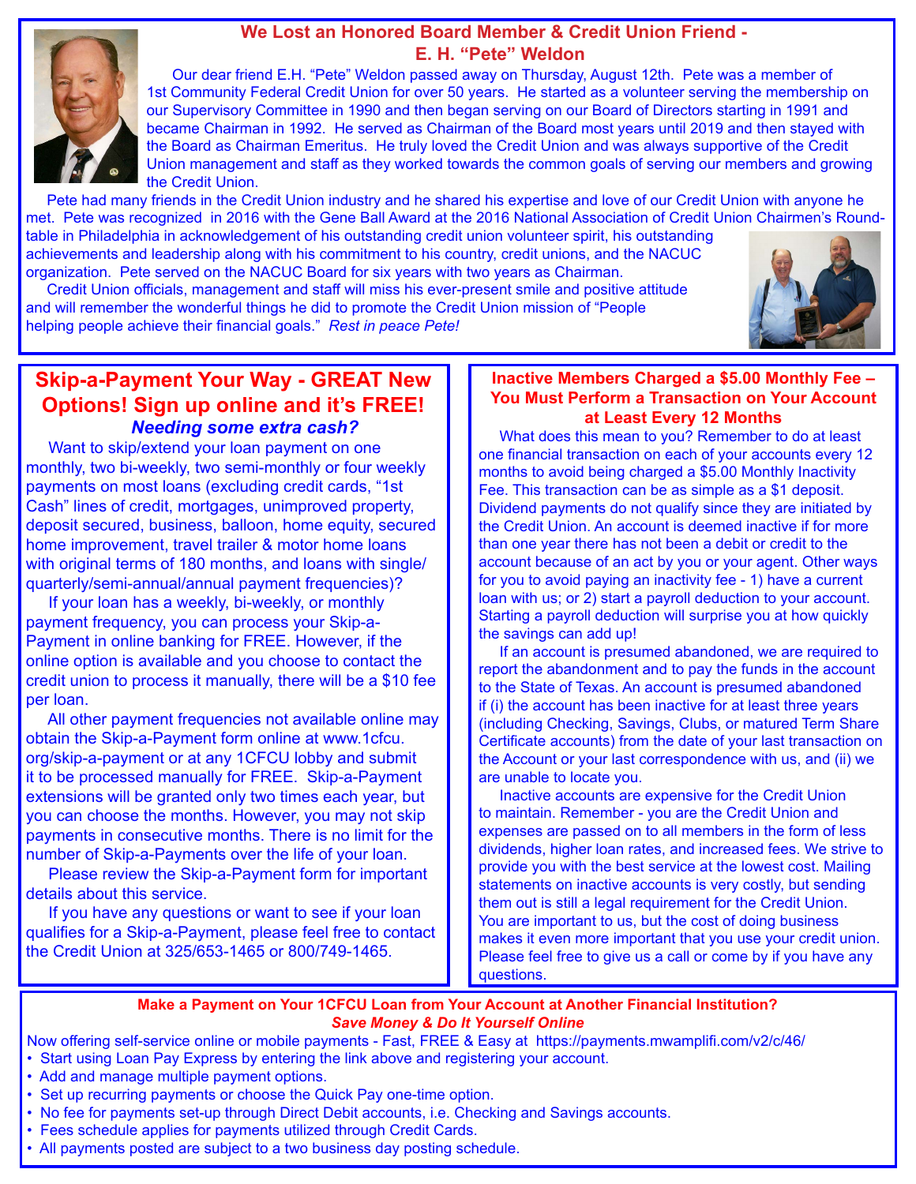## We Lost an Honored Board Member & Credit Union Friend - E. H. "Pete" Weldon

Our dear friend E.H. "Pete" Weldon passed away on Thursday, August 12th. Pete was a member of 1st Community Federal Credit Union for over 50 years. He started as a volunteer serving the membership on our Supervisory Committee in 1990 and then began serving on our Board of Directors starting in 1991 and became Chairman in 1992. He served as Chairman of the Board most years until 2019 and then stayed with the Board as Chairman Emeritus. He truly loved the Credit Union and was always supportive of the Credit Union management and staff as they worked towards the common goals of serving our members and growing the Credit Union.

Pete had many friends in the Credit Union industry and he shared his expertise and love of our Credit Union with anyone he met. Pete was recognized in 2016 with the Gene Ball Award at the 2016 National Association of Credit Union Chairmen's Roundtable in Philadelphia in acknowledgement of his outstanding credit union volunteer spirit, his outstanding achievements and leadership along with his commitment to his country, credit unions, and the NACUC organization. Pete served on the NACUC Board for six years with two years as Chairman.

Credit Union officials, management and staff will miss his ever-present smile and positive attitude and will remember the wonderful things he did to promote the Credit Union mission of "People helping people achieve their financial goals." *Rest in peace Pete!*

## Skip-a-Payment Your Way - GREAT New Options! Sign up online and it's FREE!

***Needing some extra cash?***

Want to skip/extend your loan payment on one monthly, two bi-weekly, two semi-monthly or four weekly payments on most loans (excluding credit cards, "1st Cash" lines of credit, mortgages, unimproved property, deposit secured, business, balloon, home equity, secured home improvement, travel trailer & motor home loans with original terms of 180 months, and loans with single/quarterly/semi-annual/annual payment frequencies)?

If your loan has a weekly, bi-weekly, or monthly payment frequency, you can process your Skip-a-Payment in online banking for FREE. However, if the online option is available and you choose to contact the credit union to process it manually, there will be a $10 fee per loan.

All other payment frequencies not available online may obtain the Skip-a-Payment form online at www.1cfcu.org/skip-a-payment or at any 1CFCU lobby and submit it to be processed manually for FREE. Skip-a-Payment extensions will be granted only two times each year, but you can choose the months. However, you may not skip payments in consecutive months. There is no limit for the number of Skip-a-Payments over the life of your loan.

Please review the Skip-a-Payment form for important details about this service.

If you have any questions or want to see if your loan qualifies for a Skip-a-Payment, please feel free to contact the Credit Union at 325/653-1465 or 800/749-1465.

## Inactive Members Charged a $5.00 Monthly Fee – You Must Perform a Transaction on Your Account at Least Every 12 Months

What does this mean to you? Remember to do at least one financial transaction on each of your accounts every 12 months to avoid being charged a $5.00 Monthly Inactivity Fee. This transaction can be as simple as a $1 deposit. Dividend payments do not qualify since they are initiated by the Credit Union. An account is deemed inactive if for more than one year there has not been a debit or credit to the account because of an act by you or your agent. Other ways for you to avoid paying an inactivity fee - 1) have a current loan with us; or 2) start a payroll deduction to your account. Starting a payroll deduction will surprise you at how quickly the savings can add up!

If an account is presumed abandoned, we are required to report the abandonment and to pay the funds in the account to the State of Texas. An account is presumed abandoned if (i) the account has been inactive for at least three years (including Checking, Savings, Clubs, or matured Term Share Certificate accounts) from the date of your last transaction on the Account or your last correspondence with us, and (ii) we are unable to locate you.

Inactive accounts are expensive for the Credit Union to maintain. Remember - you are the Credit Union and expenses are passed on to all members in the form of less dividends, higher loan rates, and increased fees. We strive to provide you with the best service at the lowest cost. Mailing statements on inactive accounts is very costly, but sending them out is still a legal requirement for the Credit Union. You are important to us, but the cost of doing business makes it even more important that you use your credit union. Please feel free to give us a call or come by if you have any questions.

## Make a Payment on Your 1CFCU Loan from Your Account at Another Financial Institution?

***Save Money & Do It Yourself Online***

Now offering self-service online or mobile payments - Fast, FREE & Easy at https://payments.mwamplifi.com/v2/c/46/

- Start using Loan Pay Express by entering the link above and registering your account.
- Add and manage multiple payment options.
- Set up recurring payments or choose the Quick Pay one-time option.
- No fee for payments set-up through Direct Debit accounts, i.e. Checking and Savings accounts.
- Fees schedule applies for payments utilized through Credit Cards.
- All payments posted are subject to a two business day posting schedule.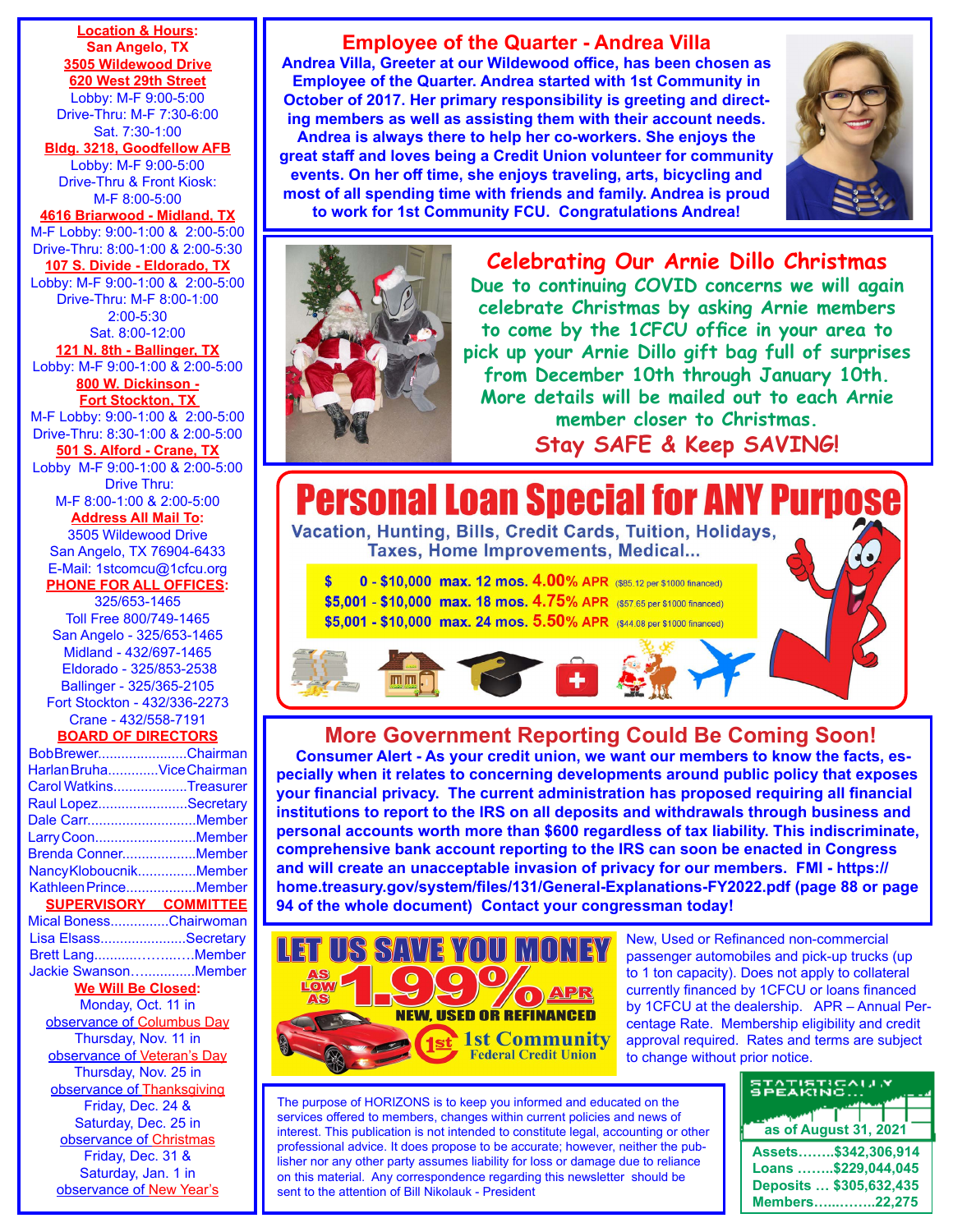**Location & Hours:**
**San Angelo, TX**
**3505 Wildewood Drive**
**620 West 29th Street**
Lobby: M-F 9:00-5:00
Drive-Thru: M-F 7:30-6:00
Sat. 7:30-1:00
**Bldg. 3218, Goodfellow AFB**
Lobby: M-F 9:00-5:00
Drive-Thru & Front Kiosk:
M-F 8:00-5:00
**4616 Briarwood - Midland, TX**
M-F Lobby: 9:00-1:00 & 2:00-5:00
Drive-Thru: 8:00-1:00 & 2:00-5:30
**107 S. Divide - Eldorado, TX**
Lobby: M-F 9:00-1:00 & 2:00-5:00
Drive-Thru: M-F 8:00-1:00
2:00-5:30
Sat. 8:00-12:00
**121 N. 8th - Ballinger, TX**
Lobby: M-F 9:00-1:00 & 2:00-5:00
**800 W. Dickinson - Fort Stockton, TX**
M-F Lobby: 9:00-1:00 & 2:00-5:00
Drive-Thru: 8:30-1:00 & 2:00-5:00
**501 S. Alford - Crane, TX**
Lobby M-F 9:00-1:00 & 2:00-5:00
Drive Thru:
M-F 8:00-1:00 & 2:00-5:00
**Address All Mail To:**
3505 Wildewood Drive
San Angelo, TX 76904-6433
E-Mail: 1stcomcu@1cfcu.org
**PHONE FOR ALL OFFICES:**
325/653-1465
Toll Free 800/749-1465
San Angelo - 325/653-1465
Midland - 432/697-1465
Eldorado - 325/853-2538
Ballinger - 325/365-2105
Fort Stockton - 432/336-2273
Crane - 432/558-7191

**BOARD OF DIRECTORS**
Bob Brewer.......................Chairman
Harlan Bruha.............Vice Chairman
Carol Watkins..................Treasurer
Raul Lopez......................Secretary
Dale Carr...........................Member
Larry Coon.........................Member
Brenda Conner...................Member
Nancy Kloboucnik...............Member
Kathleen Prince..................Member

**SUPERVISORY COMMITTEE**
Mical Boness..............Chairwoman
Lisa Elsass......................Secretary
Brett Lang..........................Member
Jackie Swanson..................Member

**We Will Be Closed:**
Monday, Oct. 11 in observance of Columbus Day
Thursday, Nov. 11 in observance of Veteran's Day
Thursday, Nov. 25 in observance of Thanksgiving
Friday, Dec. 24 & Saturday, Dec. 25 in observance of Christmas
Friday, Dec. 31 & Saturday, Jan. 1 in observance of New Year's

## Employee of the Quarter - Andrea Villa

**Andrea Villa, Greeter at our Wildewood office, has been chosen as Employee of the Quarter. Andrea started with 1st Community in October of 2017. Her primary responsibility is greeting and directing members as well as assisting them with their account needs. Andrea is always there to help her co-workers. She enjoys the great staff and loves being a Credit Union volunteer for community events. On her off time, she enjoys traveling, arts, bicycling and most of all spending time with friends and family. Andrea is proud to work for 1st Community FCU. Congratulations Andrea!**

## Celebrating Our Arnie Dillo Christmas

Due to continuing COVID concerns we will again celebrate Christmas by asking Arnie members to come by the 1CFCU office in your area to pick up your Arnie Dillo gift bag full of surprises from December 10th through January 10th. More details will be mailed out to each Arnie member closer to Christmas.

**Stay SAFE & Keep SAVING!**

## Personal Loan Special for ANY Purpose

Vacation, Hunting, Bills, Credit Cards, Tuition, Holidays, Taxes, Home Improvements, Medical...

| | | | |
|---|---|---|---|
| $ 0 - $10,000 | max. 12 mos. | 4.00% APR | ($85.12 per $1000 financed) |
| $5,001 - $10,000 | max. 18 mos. | 4.75% APR | ($57.65 per $1000 financed) |
| $5,001 - $10,000 | max. 24 mos. | 5.50% APR | ($44.08 per $1000 financed) |

## More Government Reporting Could Be Coming Soon!

**Consumer Alert - As your credit union, we want our members to know the facts, especially when it relates to concerning developments around public policy that exposes your financial privacy. The current administration has proposed requiring all financial institutions to report to the IRS on all deposits and withdrawals through business and personal accounts worth more than $600 regardless of tax liability. This indiscriminate, comprehensive bank account reporting to the IRS can soon be enacted in Congress and will create an unacceptable invasion of privacy for our members. FMI - https://home.treasury.gov/system/files/131/General-Explanations-FY2022.pdf (page 88 or page 94 of the whole document) Contact your congressman today!**

## LET US SAVE YOU MONEY

AS LOW AS 1.99% APR
NEW, USED OR REFINANCED
1st Community Federal Credit Union

New, Used or Refinanced non-commercial passenger automobiles and pick-up trucks (up to 1 ton capacity). Does not apply to collateral currently financed by 1CFCU or loans financed by 1CFCU at the dealership. APR – Annual Percentage Rate. Membership eligibility and credit approval required. Rates and terms are subject to change without prior notice.

The purpose of HORIZONS is to keep you informed and educated on the services offered to members, changes within current policies and news of interest. This publication is not intended to constitute legal, accounting or other professional advice. It does propose to be accurate; however, neither the publisher nor any other party assumes liability for loss or damage due to reliance on this material. Any correspondence regarding this newsletter should be sent to the attention of Bill Nikolauk - President

**STATISTICALLY SPEAKING...**
**as of August 31, 2021**
**Assets........$342,306,914**
**Loans ........$229,044,045**
**Deposits ... $305,632,435**
**Members..............22,275**